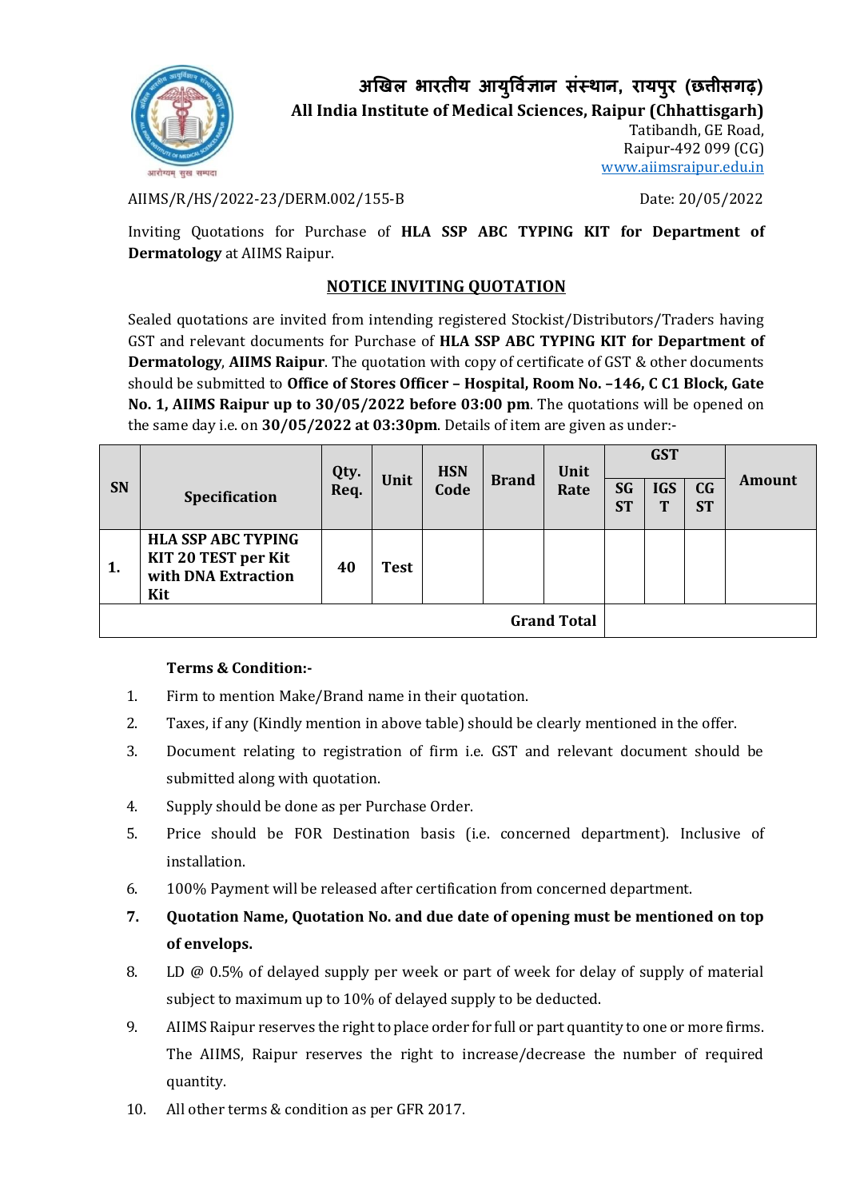# अखिल भारतीय आयुर्विज्ञान संस्थान, रायपुर (छत्तीसगढ़)

## All India Institute of Medical Sciences, Raipur (Chhattisgarh)

Tatibandh, GE Road,
Raipur-492 099 (CG)
www.aiimsraipur.edu.in

AIIMS/R/HS/2022-23/DERM.002/155-B  Date: 20/05/2022

Inviting Quotations for Purchase of **HLA SSP ABC TYPING KIT for Department of Dermatology** at AIIMS Raipur.

### NOTICE INVITING QUOTATION

Sealed quotations are invited from intending registered Stockist/Distributors/Traders having GST and relevant documents for Purchase of **HLA SSP ABC TYPING KIT for Department of Dermatology**, **AIIMS Raipur**. The quotation with copy of certificate of GST & other documents should be submitted to **Office of Stores Officer – Hospital, Room No. –146, C C1 Block, Gate No. 1, AIIMS Raipur up to 30/05/2022 before 03:00 pm**. The quotations will be opened on the same day i.e. on **30/05/2022 at 03:30pm**. Details of item are given as under:-

| SN | Specification | Qty. Req. | Unit | HSN Code | Brand | Unit Rate | GST | | | Amount |
|---|---|---|---|---|---|---|---|---|---|---|
| | | | | | | | SGST | IGST | CGST | |
| 1. | **HLA SSP ABC TYPING KIT 20 TEST per Kit with DNA Extraction Kit** | 40 | Test | | | | | | | |
| | | | | | | **Grand Total** | | | | |

**Terms & Condition:-**

1. Firm to mention Make/Brand name in their quotation.
2. Taxes, if any (Kindly mention in above table) should be clearly mentioned in the offer.
3. Document relating to registration of firm i.e. GST and relevant document should be submitted along with quotation.
4. Supply should be done as per Purchase Order.
5. Price should be FOR Destination basis (i.e. concerned department). Inclusive of installation.
6. 100% Payment will be released after certification from concerned department.
7. **Quotation Name, Quotation No. and due date of opening must be mentioned on top of envelops.**
8. LD @ 0.5% of delayed supply per week or part of week for delay of supply of material subject to maximum up to 10% of delayed supply to be deducted.
9. AIIMS Raipur reserves the right to place order for full or part quantity to one or more firms. The AIIMS, Raipur reserves the right to increase/decrease the number of required quantity.
10. All other terms & condition as per GFR 2017.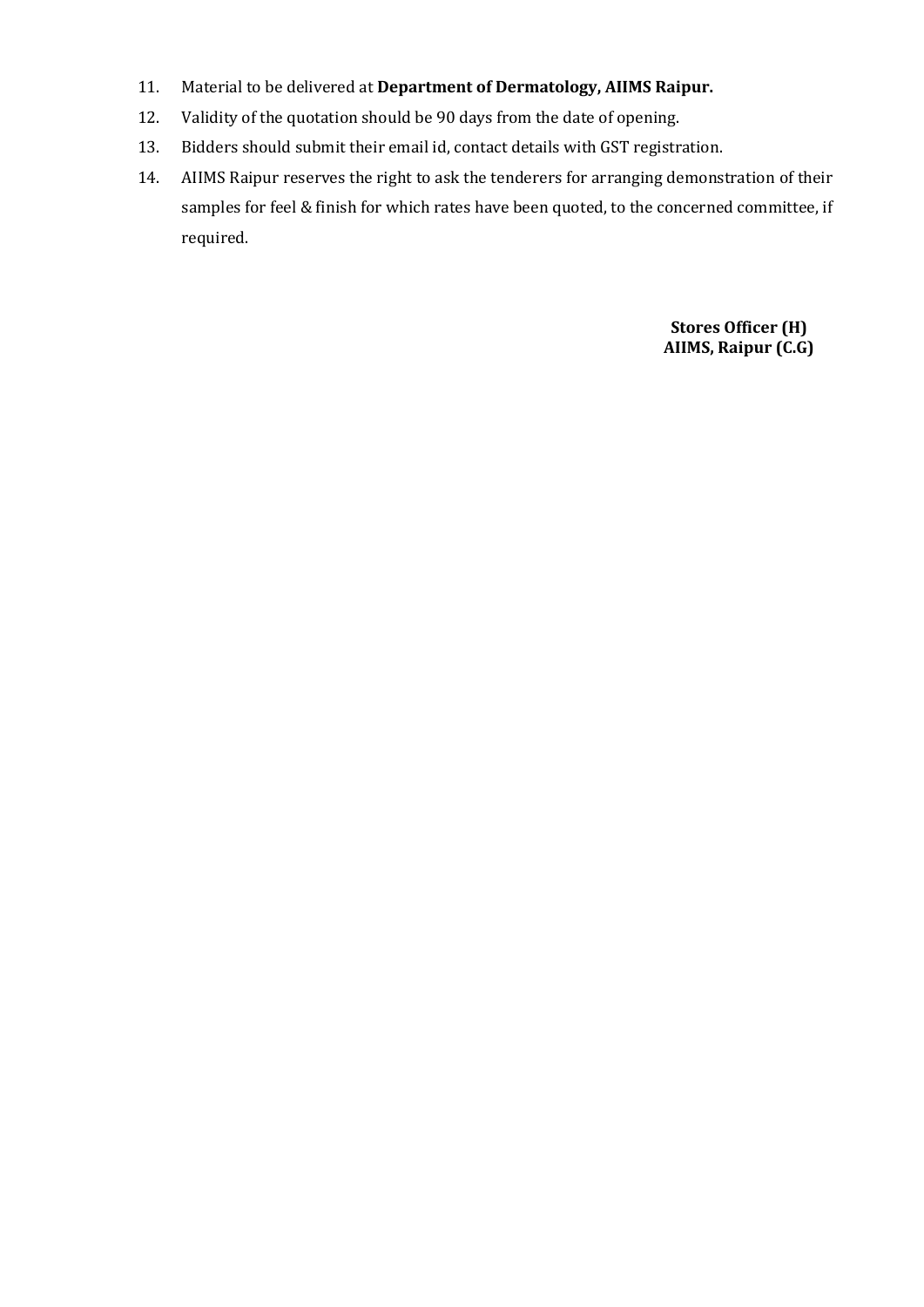11. Material to be delivered at **Department of Dermatology, AIIMS Raipur.**
12. Validity of the quotation should be 90 days from the date of opening.
13. Bidders should submit their email id, contact details with GST registration.
14. AIIMS Raipur reserves the right to ask the tenderers for arranging demonstration of their samples for feel & finish for which rates have been quoted, to the concerned committee, if required.

**Stores Officer (H)**
**AIIMS, Raipur (C.G)**